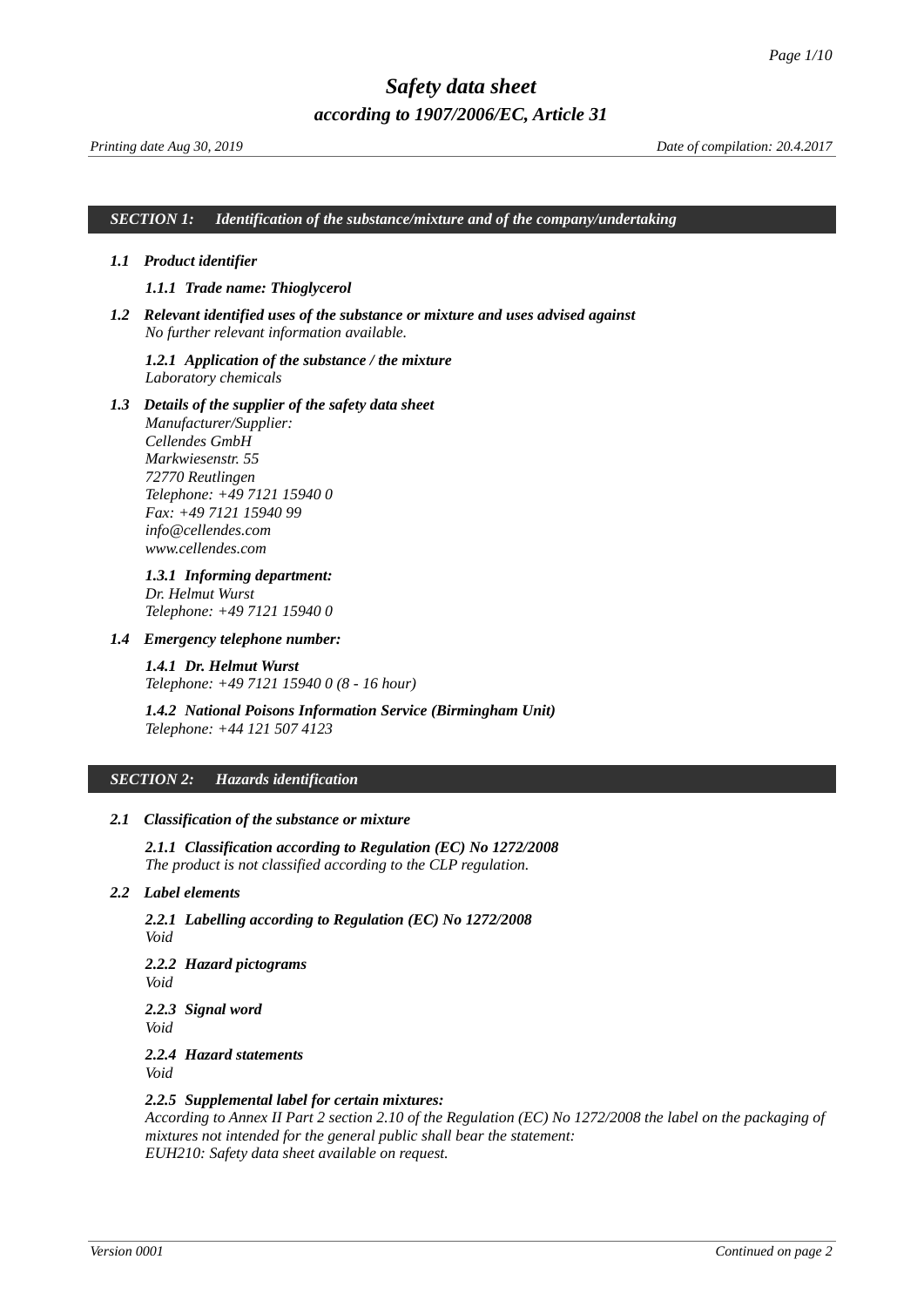# *Safety data sheet*

### *according to 1907/2006/EC, Article 31*

*Printing date Aug 30, 2019* *Date of compilation: 20.4.2017*

## *SECTION 1: Identification of the substance/mixture and of the company/undertaking*

### *1.1 Product identifier*

#### *1.1.1 Trade name: Thioglycerol*

### *1.2 Relevant identified uses of the substance or mixture and uses advised against*

*No further relevant information available.*

#### *1.2.1 Application of the substance / the mixture*

*Laboratory chemicals*

### *1.3 Details of the supplier of the safety data sheet*

*Manufacturer/Supplier:*
*Cellendes GmbH*
*Markwiesenstr. 55*
*72770 Reutlingen*
*Telephone: +49 7121 15940 0*
*Fax: +49 7121 15940 99*
*info@cellendes.com*
*www.cellendes.com*

#### *1.3.1 Informing department:*

*Dr. Helmut Wurst*
*Telephone: +49 7121 15940 0*

### *1.4 Emergency telephone number:*

#### *1.4.1 Dr. Helmut Wurst*

*Telephone: +49 7121 15940 0 (8 - 16 hour)*

#### *1.4.2 National Poisons Information Service (Birmingham Unit)*

*Telephone: +44 121 507 4123*

## *SECTION 2: Hazards identification*

### *2.1 Classification of the substance or mixture*

#### *2.1.1 Classification according to Regulation (EC) No 1272/2008*

*The product is not classified according to the CLP regulation.*

### *2.2 Label elements*

#### *2.2.1 Labelling according to Regulation (EC) No 1272/2008*

*Void*

#### *2.2.2 Hazard pictograms*

*Void*

#### *2.2.3 Signal word*

*Void*

#### *2.2.4 Hazard statements*

*Void*

#### *2.2.5 Supplemental label for certain mixtures:*

*According to Annex II Part 2 section 2.10 of the Regulation (EC) No 1272/2008 the label on the packaging of mixtures not intended for the general public shall bear the statement:*
*EUH210: Safety data sheet available on request.*

*Version 0001* *Continued on page 2*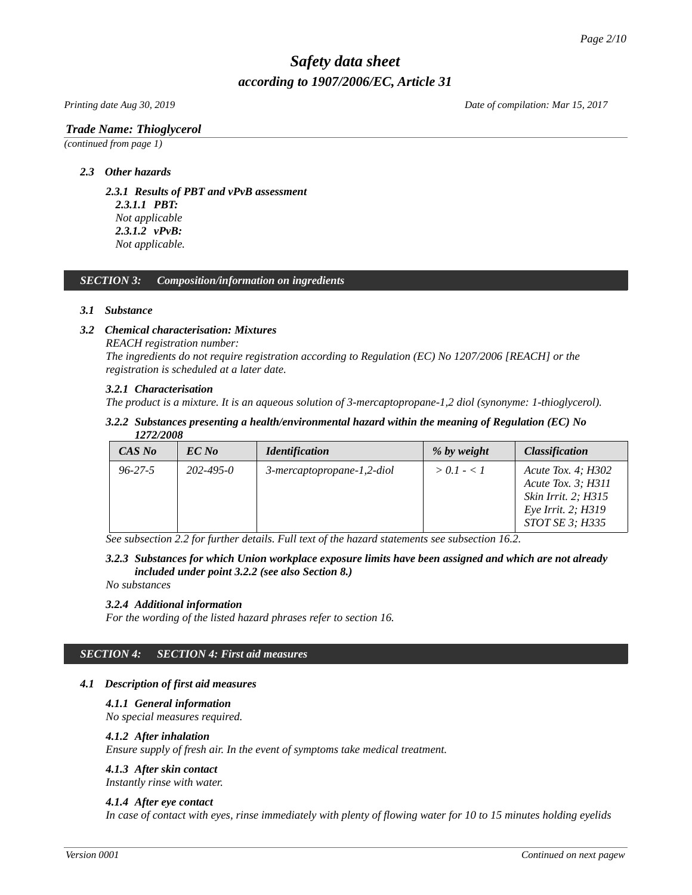*Trade Name: Thioglycerol*

*(continued from page 1)*

### *2.3 Other hazards*

#### *2.3.1 Results of PBT and vPvB assessment*

***2.3.1.1 PBT:***
*Not applicable*

***2.3.1.2 vPvB:***
*Not applicable.*

## *SECTION 3: Composition/information on ingredients*

### *3.1 Substance*

### *3.2 Chemical characterisation: Mixtures*

*REACH registration number:*
*The ingredients do not require registration according to Regulation (EC) No 1207/2006 [REACH] or the registration is scheduled at a later date.*

#### *3.2.1 Characterisation*

*The product is a mixture. It is an aqueous solution of 3-mercaptopropane-1,2 diol (synonyme: 1-thioglycerol).*

#### *3.2.2 Substances presenting a health/environmental hazard within the meaning of Regulation (EC) No 1272/2008*

| *CAS No* | *EC No* | *Identification* | *% by weight* | *Classification* |
|---|---|---|---|---|
| *96-27-5* | *202-495-0* | *3-mercaptopropane-1,2-diol* | *> 0.1 - < 1* | *Acute Tox. 4; H302*<br>*Acute Tox. 3; H311*<br>*Skin Irrit. 2; H315*<br>*Eye Irrit. 2; H319*<br>*STOT SE 3; H335* |

*See subsection 2.2 for further details. Full text of the hazard statements see subsection 16.2.*

#### *3.2.3 Substances for which Union workplace exposure limits have been assigned and which are not already included under point 3.2.2 (see also Section 8.)*

*No substances*

#### *3.2.4 Additional information*

*For the wording of the listed hazard phrases refer to section 16.*

## *SECTION 4: SECTION 4: First aid measures*

### *4.1 Description of first aid measures*

#### *4.1.1 General information*

*No special measures required.*

#### *4.1.2 After inhalation*

*Ensure supply of fresh air. In the event of symptoms take medical treatment.*

#### *4.1.3 After skin contact*

*Instantly rinse with water.*

#### *4.1.4 After eye contact*

*In case of contact with eyes, rinse immediately with plenty of flowing water for 10 to 15 minutes holding eyelids*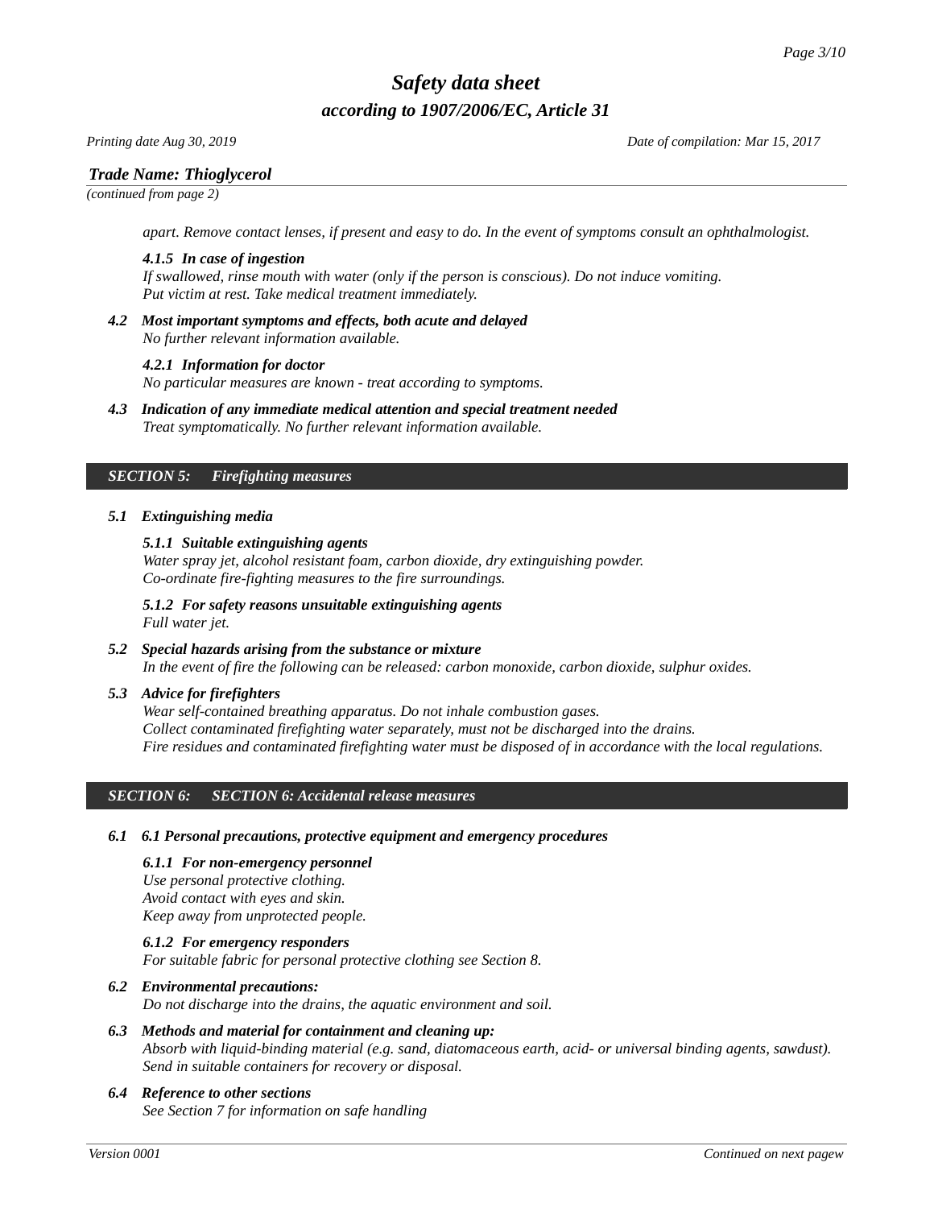*(continued from page 2)*

*apart. Remove contact lenses, if present and easy to do. In the event of symptoms consult an ophthalmologist.*

#### *4.1.5 In case of ingestion*

*If swallowed, rinse mouth with water (only if the person is conscious). Do not induce vomiting.*
*Put victim at rest. Take medical treatment immediately.*

### *4.2 Most important symptoms and effects, both acute and delayed*

*No further relevant information available.*

#### *4.2.1 Information for doctor*

*No particular measures are known - treat according to symptoms.*

### *4.3 Indication of any immediate medical attention and special treatment needed*

*Treat symptomatically. No further relevant information available.*

## *SECTION 5: Firefighting measures*

### *5.1 Extinguishing media*

#### *5.1.1 Suitable extinguishing agents*

*Water spray jet, alcohol resistant foam, carbon dioxide, dry extinguishing powder.*
*Co-ordinate fire-fighting measures to the fire surroundings.*

#### *5.1.2 For safety reasons unsuitable extinguishing agents*

*Full water jet.*

### *5.2 Special hazards arising from the substance or mixture*

*In the event of fire the following can be released: carbon monoxide, carbon dioxide, sulphur oxides.*

### *5.3 Advice for firefighters*

*Wear self-contained breathing apparatus. Do not inhale combustion gases.*
*Collect contaminated firefighting water separately, must not be discharged into the drains.*
*Fire residues and contaminated firefighting water must be disposed of in accordance with the local regulations.*

## *SECTION 6: SECTION 6: Accidental release measures*

### *6.1 6.1 Personal precautions, protective equipment and emergency procedures*

#### *6.1.1 For non-emergency personnel*

*Use personal protective clothing.*
*Avoid contact with eyes and skin.*
*Keep away from unprotected people.*

#### *6.1.2 For emergency responders*

*For suitable fabric for personal protective clothing see Section 8.*

### *6.2 Environmental precautions:*

*Do not discharge into the drains, the aquatic environment and soil.*

### *6.3 Methods and material for containment and cleaning up:*

*Absorb with liquid-binding material (e.g. sand, diatomaceous earth, acid- or universal binding agents, sawdust).*
*Send in suitable containers for recovery or disposal.*

### *6.4 Reference to other sections*

*See Section 7 for information on safe handling*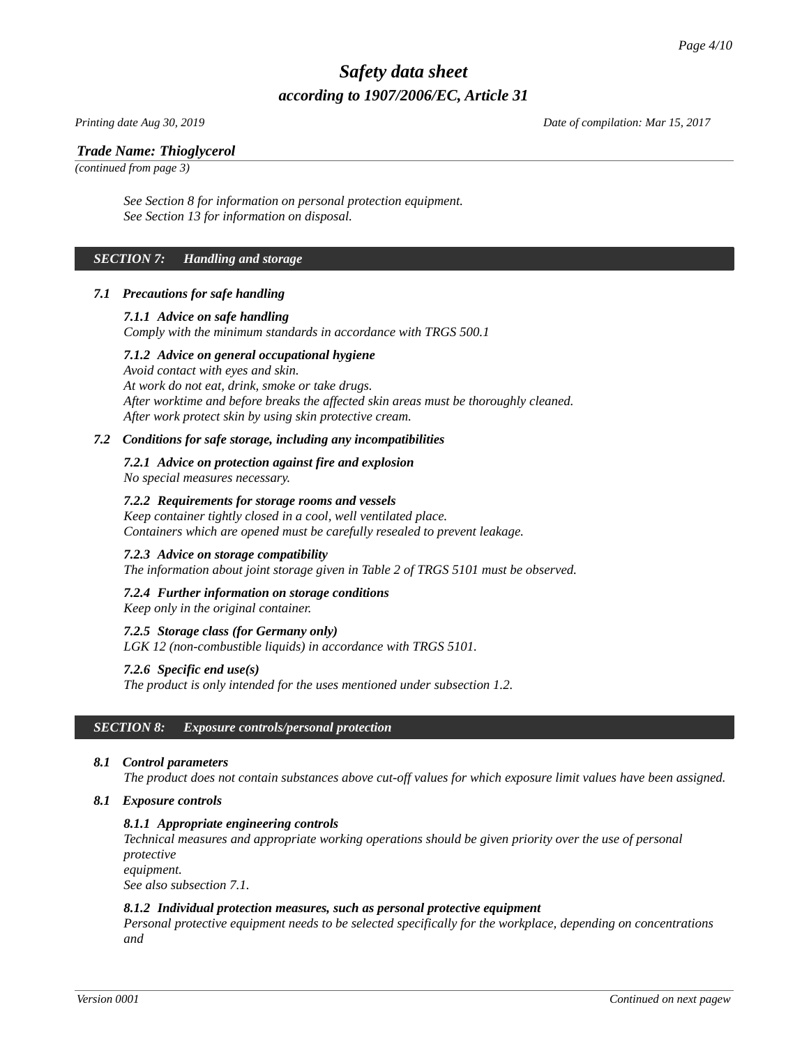*(continued from page 3)*

*See Section 8 for information on personal protection equipment.*
*See Section 13 for information on disposal.*

## SECTION 7: Handling and storage

### 7.1 Precautions for safe handling

#### 7.1.1 Advice on safe handling

*Comply with the minimum standards in accordance with TRGS 500.1*

#### 7.1.2 Advice on general occupational hygiene

*Avoid contact with eyes and skin.*
*At work do not eat, drink, smoke or take drugs.*
*After worktime and before breaks the affected skin areas must be thoroughly cleaned.*
*After work protect skin by using skin protective cream.*

### 7.2 Conditions for safe storage, including any incompatibilities

#### 7.2.1 Advice on protection against fire and explosion

*No special measures necessary.*

#### 7.2.2 Requirements for storage rooms and vessels

*Keep container tightly closed in a cool, well ventilated place.*
*Containers which are opened must be carefully resealed to prevent leakage.*

#### 7.2.3 Advice on storage compatibility

*The information about joint storage given in Table 2 of TRGS 5101 must be observed.*

#### 7.2.4 Further information on storage conditions

*Keep only in the original container.*

#### 7.2.5 Storage class (for Germany only)

*LGK 12 (non-combustible liquids) in accordance with TRGS 5101.*

#### 7.2.6 Specific end use(s)

*The product is only intended for the uses mentioned under subsection 1.2.*

## SECTION 8: Exposure controls/personal protection

### 8.1 Control parameters

*The product does not contain substances above cut-off values for which exposure limit values have been assigned.*

### 8.1 Exposure controls

#### 8.1.1 Appropriate engineering controls

*Technical measures and appropriate working operations should be given priority over the use of personal protective equipment.*
*See also subsection 7.1.*

#### 8.1.2 Individual protection measures, such as personal protective equipment

*Personal protective equipment needs to be selected specifically for the workplace, depending on concentrations and*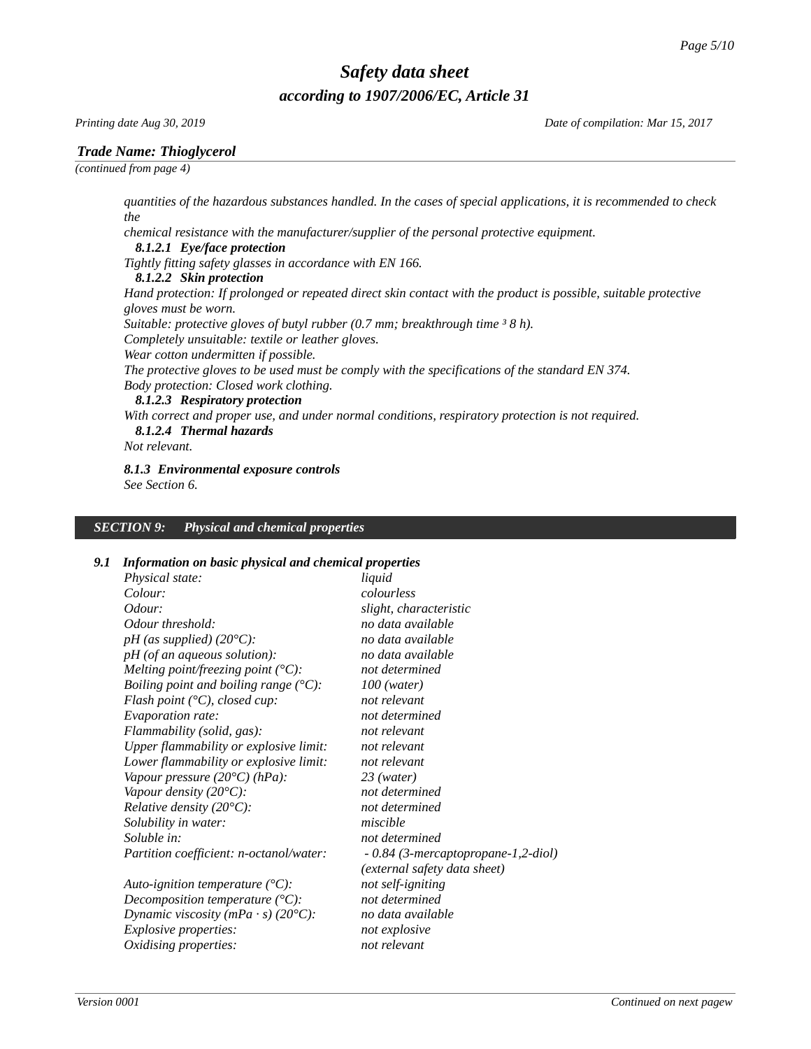*(continued from page 4)*

*quantities of the hazardous substances handled. In the cases of special applications, it is recommended to check the*

*chemical resistance with the manufacturer/supplier of the personal protective equipment.*

**8.1.2.1 Eye/face protection**

*Tightly fitting safety glasses in accordance with EN 166.*

**8.1.2.2 Skin protection**

*Hand protection: If prolonged or repeated direct skin contact with the product is possible, suitable protective gloves must be worn.*

*Suitable: protective gloves of butyl rubber (0.7 mm; breakthrough time ³ 8 h).*

*Completely unsuitable: textile or leather gloves.*

*Wear cotton undermitten if possible.*

*The protective gloves to be used must be comply with the specifications of the standard EN 374.*

*Body protection: Closed work clothing.*

**8.1.2.3 Respiratory protection**

*With correct and proper use, and under normal conditions, respiratory protection is not required.*

**8.1.2.4 Thermal hazards**

*Not relevant.*

**8.1.3 Environmental exposure controls**

*See Section 6.*

## SECTION 9: Physical and chemical properties

### 9.1 Information on basic physical and chemical properties

| | |
|---|---|
| Physical state: | liquid |
| Colour: | colourless |
| Odour: | slight, characteristic |
| Odour threshold: | no data available |
| pH (as supplied) (20°C): | no data available |
| pH (of an aqueous solution): | no data available |
| Melting point/freezing point (°C): | not determined |
| Boiling point and boiling range (°C): | 100 (water) |
| Flash point (°C), closed cup: | not relevant |
| Evaporation rate: | not determined |
| Flammability (solid, gas): | not relevant |
| Upper flammability or explosive limit: | not relevant |
| Lower flammability or explosive limit: | not relevant |
| Vapour pressure (20°C) (hPa): | 23 (water) |
| Vapour density (20°C): | not determined |
| Relative density (20°C): | not determined |
| Solubility in water: | miscible |
| Soluble in: | not determined |
| Partition coefficient: n-octanol/water: | - 0.84 (3-mercaptopropane-1,2-diol) (external safety data sheet) |
| Auto-ignition temperature (°C): | not self-igniting |
| Decomposition temperature (°C): | not determined |
| Dynamic viscosity (mPa · s) (20°C): | no data available |
| Explosive properties: | not explosive |
| Oxidising properties: | not relevant |

*Continued on next pagew*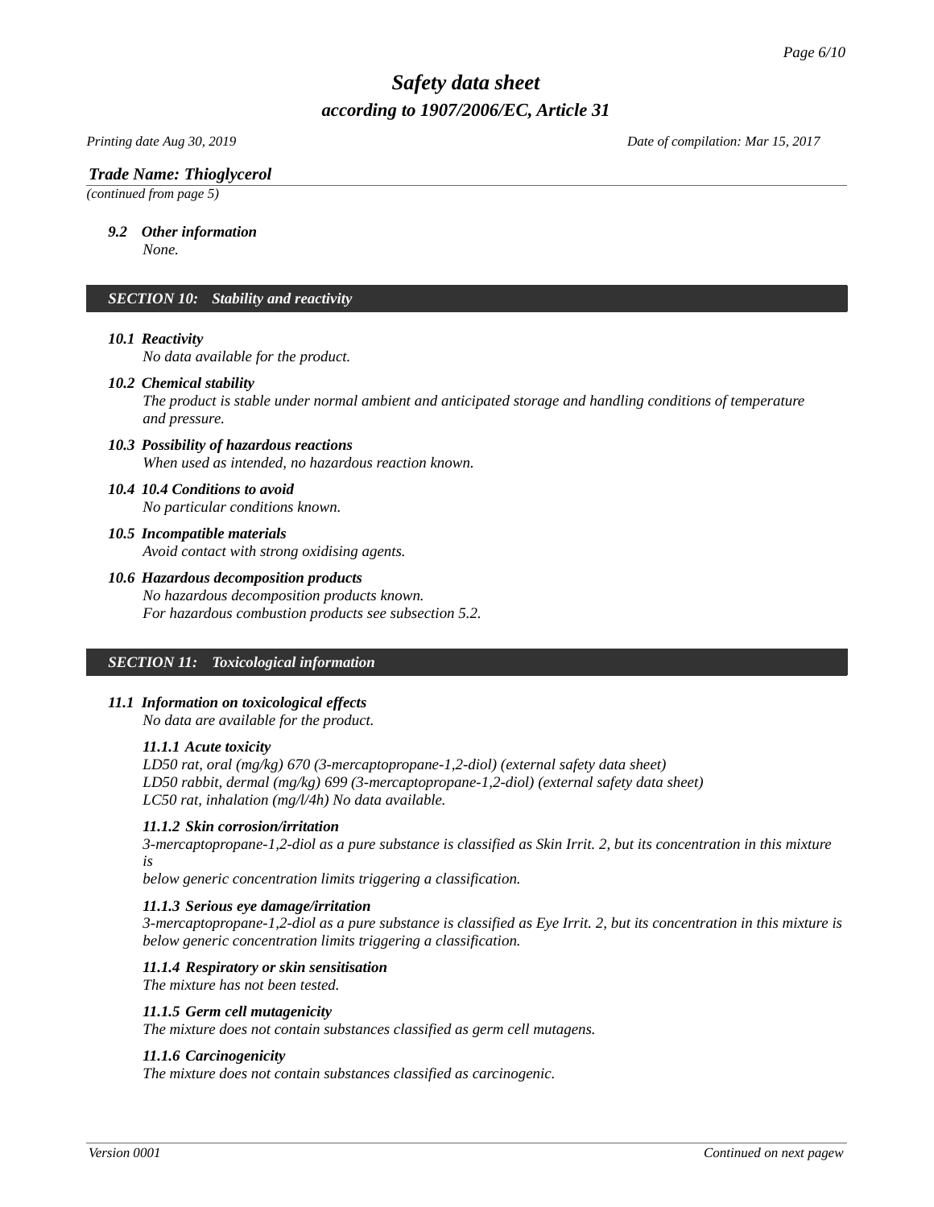*Trade Name: Thioglycerol*

*(continued from page 5)*

### *9.2 Other information*

*None.*

## *SECTION 10: Stability and reactivity*

### *10.1 Reactivity*

*No data available for the product.*

### *10.2 Chemical stability*

*The product is stable under normal ambient and anticipated storage and handling conditions of temperature and pressure.*

### *10.3 Possibility of hazardous reactions*

*When used as intended, no hazardous reaction known.*

### *10.4 10.4 Conditions to avoid*

*No particular conditions known.*

### *10.5 Incompatible materials*

*Avoid contact with strong oxidising agents.*

### *10.6 Hazardous decomposition products*

*No hazardous decomposition products known.*
*For hazardous combustion products see subsection 5.2.*

## *SECTION 11: Toxicological information*

### *11.1 Information on toxicological effects*

*No data are available for the product.*

#### *11.1.1 Acute toxicity*

*LD50 rat, oral (mg/kg) 670 (3-mercaptopropane-1,2-diol) (external safety data sheet)*
*LD50 rabbit, dermal (mg/kg) 699 (3-mercaptopropane-1,2-diol) (external safety data sheet)*
*LC50 rat, inhalation (mg/l/4h) No data available.*

#### *11.1.2 Skin corrosion/irritation*

*3-mercaptopropane-1,2-diol as a pure substance is classified as Skin Irrit. 2, but its concentration in this mixture is*
*below generic concentration limits triggering a classification.*

#### *11.1.3 Serious eye damage/irritation*

*3-mercaptopropane-1,2-diol as a pure substance is classified as Eye Irrit. 2, but its concentration in this mixture is below generic concentration limits triggering a classification.*

#### *11.1.4 Respiratory or skin sensitisation*

*The mixture has not been tested.*

#### *11.1.5 Germ cell mutagenicity*

*The mixture does not contain substances classified as germ cell mutagens.*

#### *11.1.6 Carcinogenicity*

*The mixture does not contain substances classified as carcinogenic.*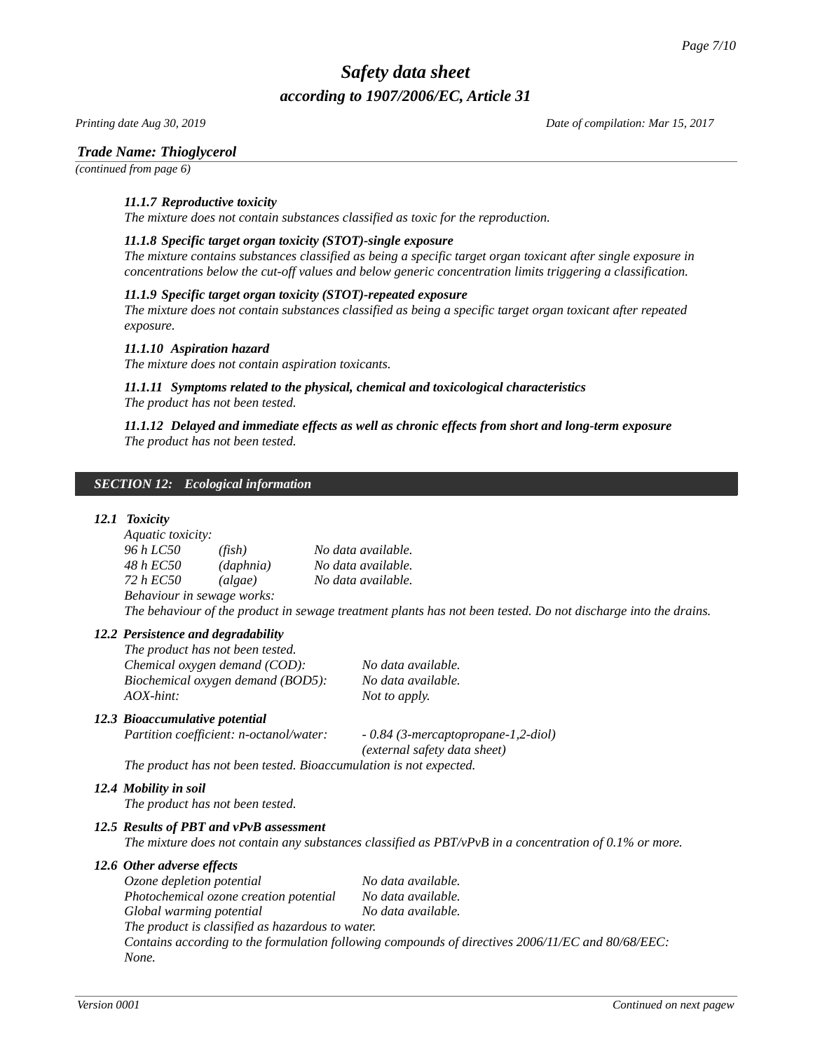*(continued from page 6)*

#### *11.1.7 Reproductive toxicity*

*The mixture does not contain substances classified as toxic for the reproduction.*

#### *11.1.8 Specific target organ toxicity (STOT)-single exposure*

*The mixture contains substances classified as being a specific target organ toxicant after single exposure in concentrations below the cut-off values and below generic concentration limits triggering a classification.*

#### *11.1.9 Specific target organ toxicity (STOT)-repeated exposure*

*The mixture does not contain substances classified as being a specific target organ toxicant after repeated exposure.*

#### *11.1.10 Aspiration hazard*

*The mixture does not contain aspiration toxicants.*

#### *11.1.11 Symptoms related to the physical, chemical and toxicological characteristics*

*The product has not been tested.*

#### *11.1.12 Delayed and immediate effects as well as chronic effects from short and long-term exposure*

*The product has not been tested.*

## *SECTION 12: Ecological information*

### *12.1 Toxicity*

*Aquatic toxicity:*

| | | |
|---|---|---|
| *96 h LC50* | *(fish)* | *No data available.* |
| *48 h EC50* | *(daphnia)* | *No data available.* |
| *72 h EC50* | *(algae)* | *No data available.* |

*Behaviour in sewage works:*

*The behaviour of the product in sewage treatment plants has not been tested. Do not discharge into the drains.*

### *12.2 Persistence and degradability*

*The product has not been tested.*

| | |
|---|---|
| *Chemical oxygen demand (COD):* | *No data available.* |
| *Biochemical oxygen demand (BOD5):* | *No data available.* |
| *AOX-hint:* | *Not to apply.* |

### *12.3 Bioaccumulative potential*

| | |
|---|---|
| *Partition coefficient: n-octanol/water:* | *- 0.84 (3-mercaptopropane-1,2-diol) (external safety data sheet)* |

*The product has not been tested. Bioaccumulation is not expected.*

### *12.4 Mobility in soil*

*The product has not been tested.*

### *12.5 Results of PBT and vPvB assessment*

*The mixture does not contain any substances classified as PBT/vPvB in a concentration of 0.1% or more.*

### *12.6 Other adverse effects*

| | |
|---|---|
| *Ozone depletion potential* | *No data available.* |
| *Photochemical ozone creation potential* | *No data available.* |
| *Global warming potential* | *No data available.* |

*The product is classified as hazardous to water.*

*Contains according to the formulation following compounds of directives 2006/11/EC and 80/68/EEC: None.*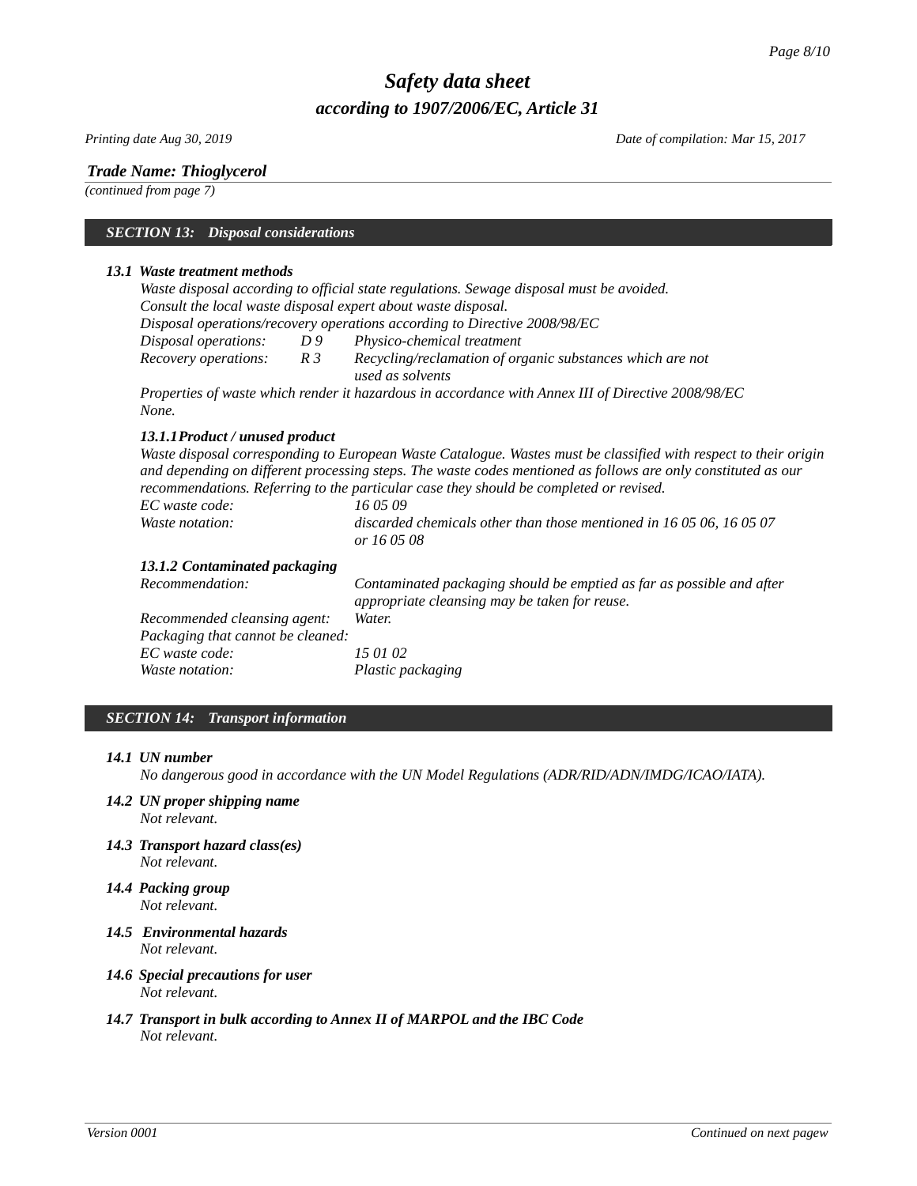*Trade Name: Thioglycerol*

*(continued from page 7)*

## SECTION 13: Disposal considerations

### 13.1 Waste treatment methods

Waste disposal according to official state regulations. Sewage disposal must be avoided.
Consult the local waste disposal expert about waste disposal.
Disposal operations/recovery operations according to Directive 2008/98/EC

| | | |
|---|---|---|
| Disposal operations: | D 9 | Physico-chemical treatment |
| Recovery operations: | R 3 | Recycling/reclamation of organic substances which are not used as solvents |

Properties of waste which render it hazardous in accordance with Annex III of Directive 2008/98/EC
None.

#### 13.1.1 Product / unused product

Waste disposal corresponding to European Waste Catalogue. Wastes must be classified with respect to their origin and depending on different processing steps. The waste codes mentioned as follows are only constituted as our recommendations. Referring to the particular case they should be completed or revised.

| | |
|---|---|
| EC waste code: | 16 05 09 |
| Waste notation: | discarded chemicals other than those mentioned in 16 05 06, 16 05 07 or 16 05 08 |

#### 13.1.2 Contaminated packaging

| | |
|---|---|
| Recommendation: | Contaminated packaging should be emptied as far as possible and after appropriate cleansing may be taken for reuse. |
| Recommended cleansing agent: | Water. |
| Packaging that cannot be cleaned: | |
| EC waste code: | 15 01 02 |
| Waste notation: | Plastic packaging |

## SECTION 14: Transport information

**14.1 UN number**
No dangerous good in accordance with the UN Model Regulations (ADR/RID/ADN/IMDG/ICAO/IATA).

**14.2 UN proper shipping name**
Not relevant.

**14.3 Transport hazard class(es)**
Not relevant.

**14.4 Packing group**
Not relevant.

**14.5 Environmental hazards**
Not relevant.

**14.6 Special precautions for user**
Not relevant.

**14.7 Transport in bulk according to Annex II of MARPOL and the IBC Code**
Not relevant.

Version 0001 — Continued on next pagew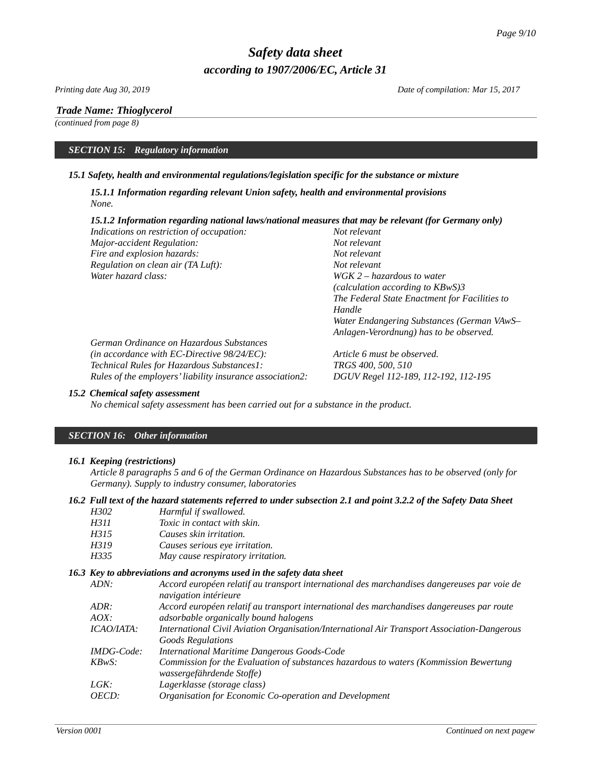*(continued from page 8)*

## SECTION 15: Regulatory information

### 15.1 Safety, health and environmental regulations/legislation specific for the substance or mixture

#### 15.1.1 Information regarding relevant Union safety, health and environmental provisions

*None.*

#### 15.1.2 Information regarding national laws/national measures that may be relevant (for Germany only)

| | |
|---|---|
| *Indications on restriction of occupation:* | *Not relevant* |
| *Major-accident Regulation:* | *Not relevant* |
| *Fire and explosion hazards:* | *Not relevant* |
| *Regulation on clean air (TA Luft):* | *Not relevant* |
| *Water hazard class:* | *WGK 2 – hazardous to water (calculation according to KBwS)3 The Federal State Enactment for Facilities to Handle Water Endangering Substances (German VAwS–Anlagen-Verordnung) has to be observed.* |
| *German Ordinance on Hazardous Substances (in accordance with EC-Directive 98/24/EC):* | *Article 6 must be observed.* |
| *Technical Rules for Hazardous Substances1:* | *TRGS 400, 500, 510* |
| *Rules of the employers' liability insurance association2:* | *DGUV Regel 112-189, 112-192, 112-195* |

### 15.2 Chemical safety assessment

*No chemical safety assessment has been carried out for a substance in the product.*

## SECTION 16: Other information

### 16.1 Keeping (restrictions)

*Article 8 paragraphs 5 and 6 of the German Ordinance on Hazardous Substances has to be observed (only for Germany). Supply to industry consumer, laboratories*

### 16.2 Full text of the hazard statements referred to under subsection 2.1 and point 3.2.2 of the Safety Data Sheet

| | |
|---|---|
| *H302* | *Harmful if swallowed.* |
| *H311* | *Toxic in contact with skin.* |
| *H315* | *Causes skin irritation.* |
| *H319* | *Causes serious eye irritation.* |
| *H335* | *May cause respiratory irritation.* |

### 16.3 Key to abbreviations and acronyms used in the safety data sheet

| | |
|---|---|
| *ADN:* | *Accord européen relatif au transport international des marchandises dangereuses par voie de navigation intérieure* |
| *ADR:* | *Accord européen relatif au transport international des marchandises dangereuses par route* |
| *AOX:* | *adsorbable organically bound halogens* |
| *ICAO/IATA:* | *International Civil Aviation Organisation/International Air Transport Association-Dangerous Goods Regulations* |
| *IMDG-Code:* | *International Maritime Dangerous Goods-Code* |
| *KBwS:* | *Commission for the Evaluation of substances hazardous to waters (Kommission Bewertung wassergefährdende Stoffe)* |
| *LGK:* | *Lagerklasse (storage class)* |
| *OECD:* | *Organisation for Economic Co-operation and Development* |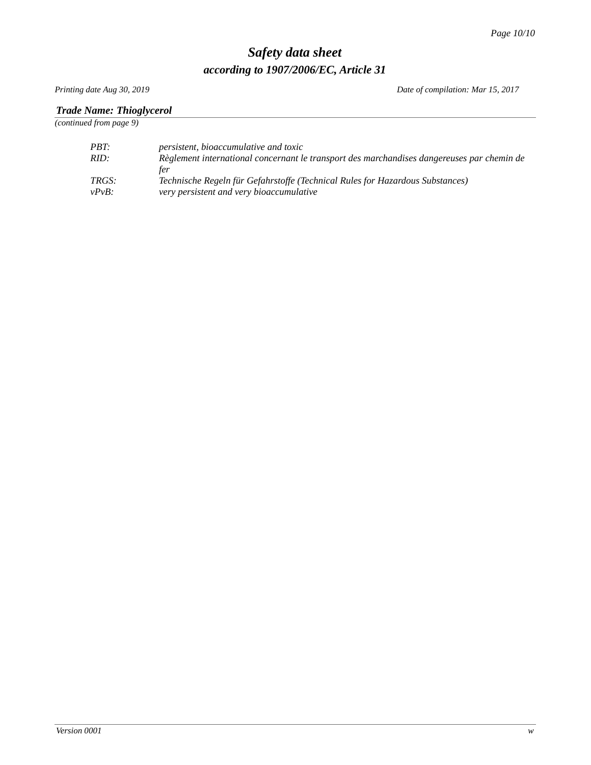*Trade Name: Thioglycerol*

*(continued from page 9)*

| | |
|---|---|
| *PBT:* | *persistent, bioaccumulative and toxic* |
| *RID:* | *Règlement international concernant le transport des marchandises dangereuses par chemin de fer* |
| *TRGS:* | *Technische Regeln für Gefahrstoffe (Technical Rules for Hazardous Substances)* |
| *vPvB:* | *very persistent and very bioaccumulative* |